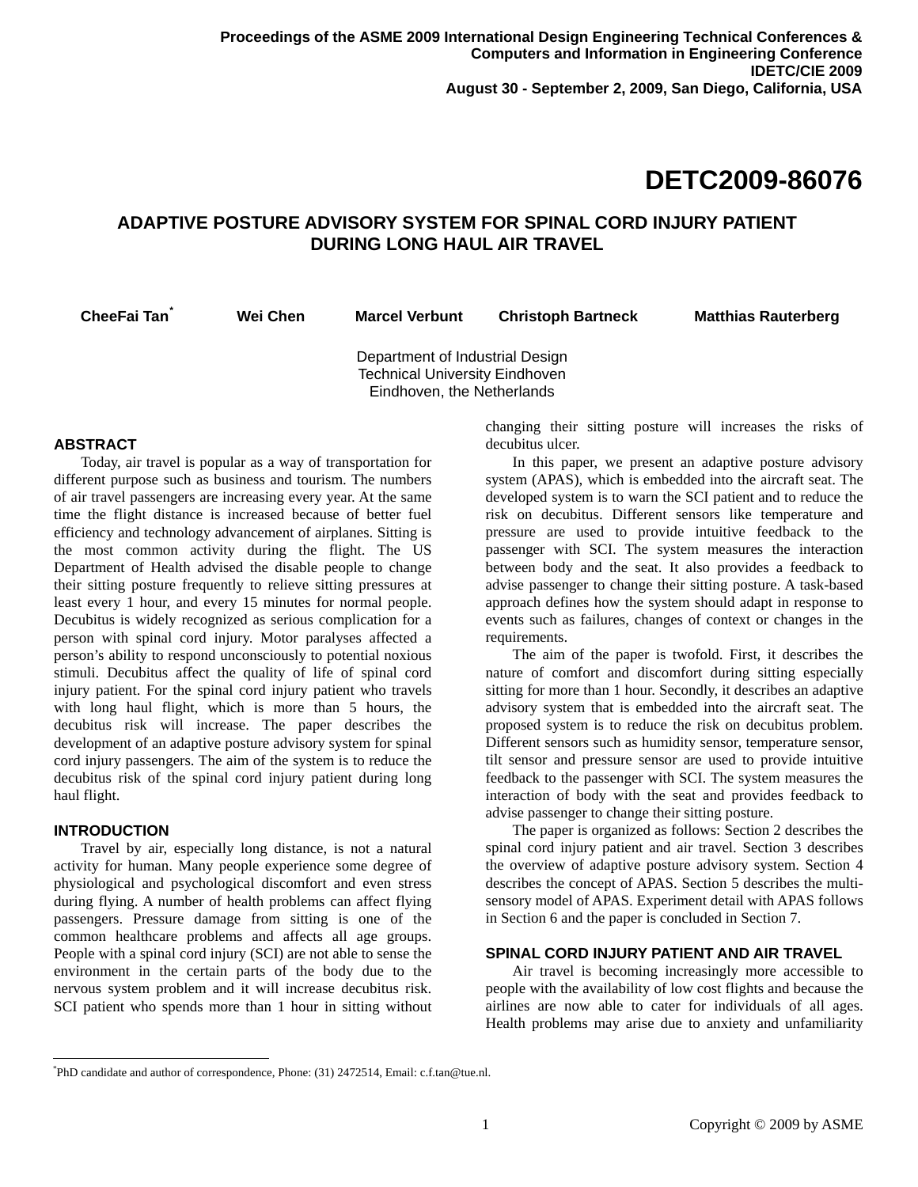Proceedings of the ASME 2009 International Design Engineering Technical Conferences & Computers and Information in Engineering Conference
IDETC/CIE 2009
August 30 - September 2, 2009, San Diego, California, USA

# DETC2009-86076

## ADAPTIVE POSTURE ADVISORY SYSTEM FOR SPINAL CORD INJURY PATIENT DURING LONG HAUL AIR TRAVEL

**CheeFai Tan*** **Wei Chen** **Marcel Verbunt** **Christoph Bartneck** **Matthias Rauterberg**

Department of Industrial Design
Technical University Eindhoven
Eindhoven, the Netherlands

### ABSTRACT

Today, air travel is popular as a way of transportation for different purpose such as business and tourism. The numbers of air travel passengers are increasing every year. At the same time the flight distance is increased because of better fuel efficiency and technology advancement of airplanes. Sitting is the most common activity during the flight. The US Department of Health advised the disable people to change their sitting posture frequently to relieve sitting pressures at least every 1 hour, and every 15 minutes for normal people. Decubitus is widely recognized as serious complication for a person with spinal cord injury. Motor paralyses affected a person's ability to respond unconsciously to potential noxious stimuli. Decubitus affect the quality of life of spinal cord injury patient. For the spinal cord injury patient who travels with long haul flight, which is more than 5 hours, the decubitus risk will increase. The paper describes the development of an adaptive posture advisory system for spinal cord injury passengers. The aim of the system is to reduce the decubitus risk of the spinal cord injury patient during long haul flight.

### INTRODUCTION

Travel by air, especially long distance, is not a natural activity for human. Many people experience some degree of physiological and psychological discomfort and even stress during flying. A number of health problems can affect flying passengers. Pressure damage from sitting is one of the common healthcare problems and affects all age groups. People with a spinal cord injury (SCI) are not able to sense the environment in the certain parts of the body due to the nervous system problem and it will increase decubitus risk. SCI patient who spends more than 1 hour in sitting without changing their sitting posture will increases the risks of decubitus ulcer.

In this paper, we present an adaptive posture advisory system (APAS), which is embedded into the aircraft seat. The developed system is to warn the SCI patient and to reduce the risk on decubitus. Different sensors like temperature and pressure are used to provide intuitive feedback to the passenger with SCI. The system measures the interaction between body and the seat. It also provides a feedback to advise passenger to change their sitting posture. A task-based approach defines how the system should adapt in response to events such as failures, changes of context or changes in the requirements.

The aim of the paper is twofold. First, it describes the nature of comfort and discomfort during sitting especially sitting for more than 1 hour. Secondly, it describes an adaptive advisory system that is embedded into the aircraft seat. The proposed system is to reduce the risk on decubitus problem. Different sensors such as humidity sensor, temperature sensor, tilt sensor and pressure sensor are used to provide intuitive feedback to the passenger with SCI. The system measures the interaction of body with the seat and provides feedback to advise passenger to change their sitting posture.

The paper is organized as follows: Section 2 describes the spinal cord injury patient and air travel. Section 3 describes the overview of adaptive posture advisory system. Section 4 describes the concept of APAS. Section 5 describes the multi-sensory model of APAS. Experiment detail with APAS follows in Section 6 and the paper is concluded in Section 7.

### SPINAL CORD INJURY PATIENT AND AIR TRAVEL

Air travel is becoming increasingly more accessible to people with the availability of low cost flights and because the airlines are now able to cater for individuals of all ages. Health problems may arise due to anxiety and unfamiliarity

---

*PhD candidate and author of correspondence, Phone: (31) 2472514, Email: c.f.tan@tue.nl.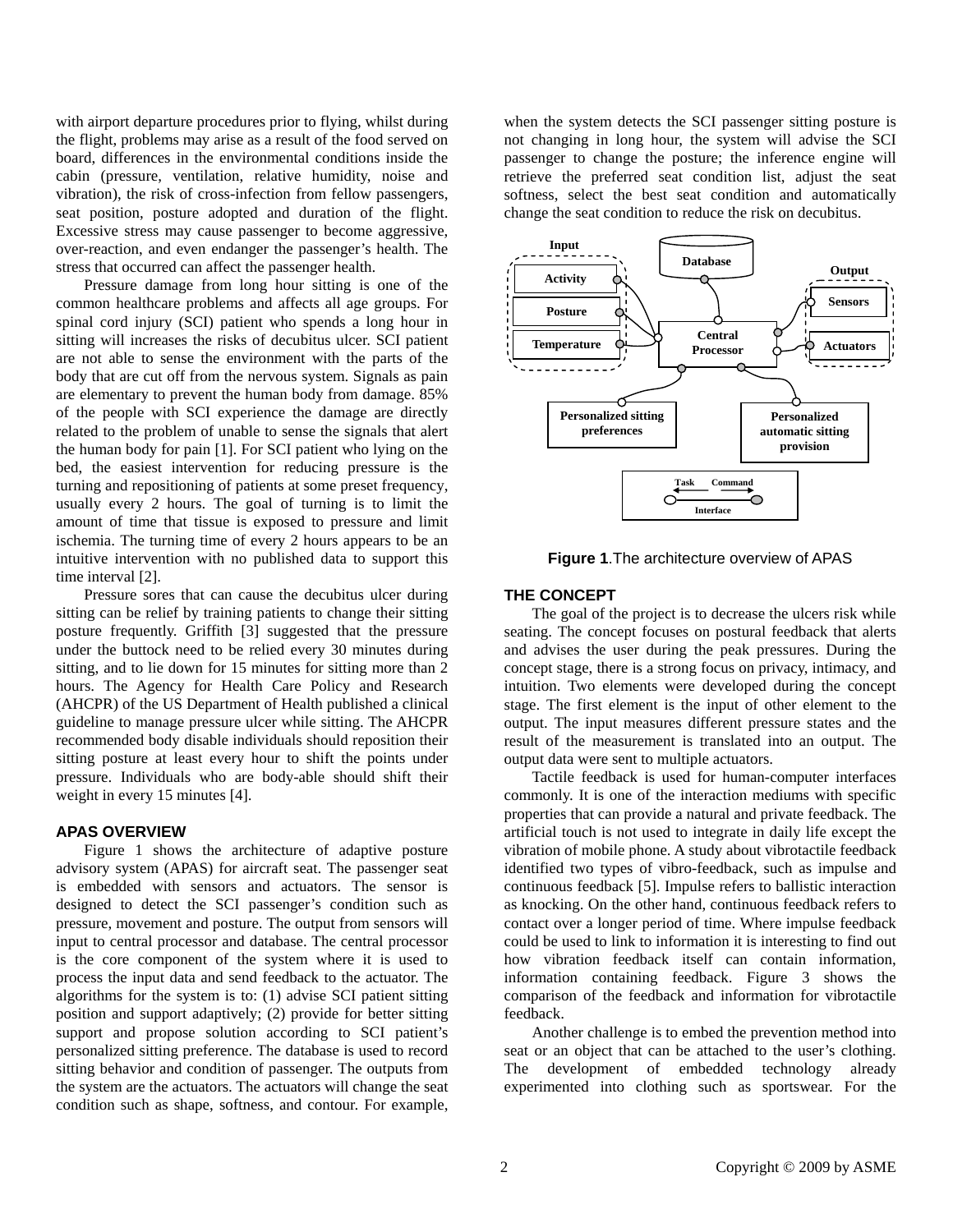with airport departure procedures prior to flying, whilst during the flight, problems may arise as a result of the food served on board, differences in the environmental conditions inside the cabin (pressure, ventilation, relative humidity, noise and vibration), the risk of cross-infection from fellow passengers, seat position, posture adopted and duration of the flight. Excessive stress may cause passenger to become aggressive, over-reaction, and even endanger the passenger's health. The stress that occurred can affect the passenger health.

Pressure damage from long hour sitting is one of the common healthcare problems and affects all age groups. For spinal cord injury (SCI) patient who spends a long hour in sitting will increases the risks of decubitus ulcer. SCI patient are not able to sense the environment with the parts of the body that are cut off from the nervous system. Signals as pain are elementary to prevent the human body from damage. 85% of the people with SCI experience the damage are directly related to the problem of unable to sense the signals that alert the human body for pain [1]. For SCI patient who lying on the bed, the easiest intervention for reducing pressure is the turning and repositioning of patients at some preset frequency, usually every 2 hours. The goal of turning is to limit the amount of time that tissue is exposed to pressure and limit ischemia. The turning time of every 2 hours appears to be an intuitive intervention with no published data to support this time interval [2].

Pressure sores that can cause the decubitus ulcer during sitting can be relief by training patients to change their sitting posture frequently. Griffith [3] suggested that the pressure under the buttock need to be relied every 30 minutes during sitting, and to lie down for 15 minutes for sitting more than 2 hours. The Agency for Health Care Policy and Research (AHCPR) of the US Department of Health published a clinical guideline to manage pressure ulcer while sitting. The AHCPR recommended body disable individuals should reposition their sitting posture at least every hour to shift the points under pressure. Individuals who are body-able should shift their weight in every 15 minutes [4].

## APAS OVERVIEW

Figure 1 shows the architecture of adaptive posture advisory system (APAS) for aircraft seat. The passenger seat is embedded with sensors and actuators. The sensor is designed to detect the SCI passenger's condition such as pressure, movement and posture. The output from sensors will input to central processor and database. The central processor is the core component of the system where it is used to process the input data and send feedback to the actuator. The algorithms for the system is to: (1) advise SCI patient sitting position and support adaptively; (2) provide for better sitting support and propose solution according to SCI patient's personalized sitting preference. The database is used to record sitting behavior and condition of passenger. The outputs from the system are the actuators. The actuators will change the seat condition such as shape, softness, and contour. For example, when the system detects the SCI passenger sitting posture is not changing in long hour, the system will advise the SCI passenger to change the posture; the inference engine will retrieve the preferred seat condition list, adjust the seat softness, select the best seat condition and automatically change the seat condition to reduce the risk on decubitus.

Input: Activity, Posture, Temperature — Database — Central Processor — Output: Sensors, Actuators — Personalized sitting preferences — Personalized automatic sitting provision — Task, Command, Interface

**Figure 1**.The architecture overview of APAS

## THE CONCEPT

The goal of the project is to decrease the ulcers risk while seating. The concept focuses on postural feedback that alerts and advises the user during the peak pressures. During the concept stage, there is a strong focus on privacy, intimacy, and intuition. Two elements were developed during the concept stage. The first element is the input of other element to the output. The input measures different pressure states and the result of the measurement is translated into an output. The output data were sent to multiple actuators.

Tactile feedback is used for human-computer interfaces commonly. It is one of the interaction mediums with specific properties that can provide a natural and private feedback. The artificial touch is not used to integrate in daily life except the vibration of mobile phone. A study about vibrotactile feedback identified two types of vibro-feedback, such as impulse and continuous feedback [5]. Impulse refers to ballistic interaction as knocking. On the other hand, continuous feedback refers to contact over a longer period of time. Where impulse feedback could be used to link to information it is interesting to find out how vibration feedback itself can contain information, information containing feedback. Figure 3 shows the comparison of the feedback and information for vibrotactile feedback.

Another challenge is to embed the prevention method into seat or an object that can be attached to the user's clothing. The development of embedded technology already experimented into clothing such as sportswear. For the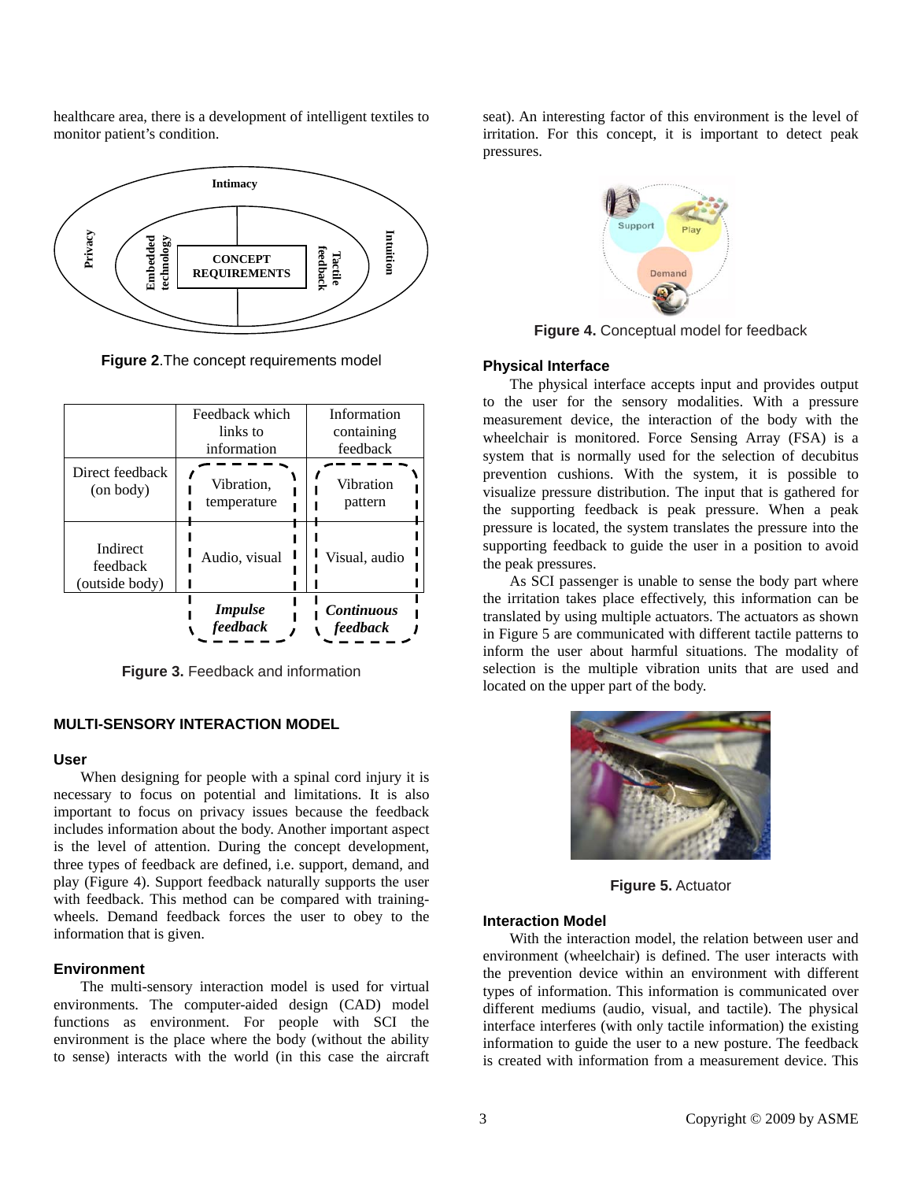healthcare area, there is a development of intelligent textiles to monitor patient's condition.

Figure 2.The concept requirements model

| | Feedback which links to information | Information containing feedback |
|---|---|---|
| Direct feedback (on body) | Vibration, temperature | Vibration pattern |
| Indirect feedback (outside body) | Audio, visual | Visual, audio |
| | *Impulse feedback* | *Continuous feedback* |

Figure 3. Feedback and information

## MULTI-SENSORY INTERACTION MODEL

### User

When designing for people with a spinal cord injury it is necessary to focus on potential and limitations. It is also important to focus on privacy issues because the feedback includes information about the body. Another important aspect is the level of attention. During the concept development, three types of feedback are defined, i.e. support, demand, and play (Figure 4). Support feedback naturally supports the user with feedback. This method can be compared with training-wheels. Demand feedback forces the user to obey to the information that is given.

### Environment

The multi-sensory interaction model is used for virtual environments. The computer-aided design (CAD) model functions as environment. For people with SCI the environment is the place where the body (without the ability to sense) interacts with the world (in this case the aircraft seat). An interesting factor of this environment is the level of irritation. For this concept, it is important to detect peak pressures.

Figure 4. Conceptual model for feedback

### Physical Interface

The physical interface accepts input and provides output to the user for the sensory modalities. With a pressure measurement device, the interaction of the body with the wheelchair is monitored. Force Sensing Array (FSA) is a system that is normally used for the selection of decubitus prevention cushions. With the system, it is possible to visualize pressure distribution. The input that is gathered for the supporting feedback is peak pressure. When a peak pressure is located, the system translates the pressure into the supporting feedback to guide the user in a position to avoid the peak pressures.

As SCI passenger is unable to sense the body part where the irritation takes place effectively, this information can be translated by using multiple actuators. The actuators as shown in Figure 5 are communicated with different tactile patterns to inform the user about harmful situations. The modality of selection is the multiple vibration units that are used and located on the upper part of the body.

Figure 5. Actuator

### Interaction Model

With the interaction model, the relation between user and environment (wheelchair) is defined. The user interacts with the prevention device within an environment with different types of information. This information is communicated over different mediums (audio, visual, and tactile). The physical interface interferes (with only tactile information) the existing information to guide the user to a new posture. The feedback is created with information from a measurement device. This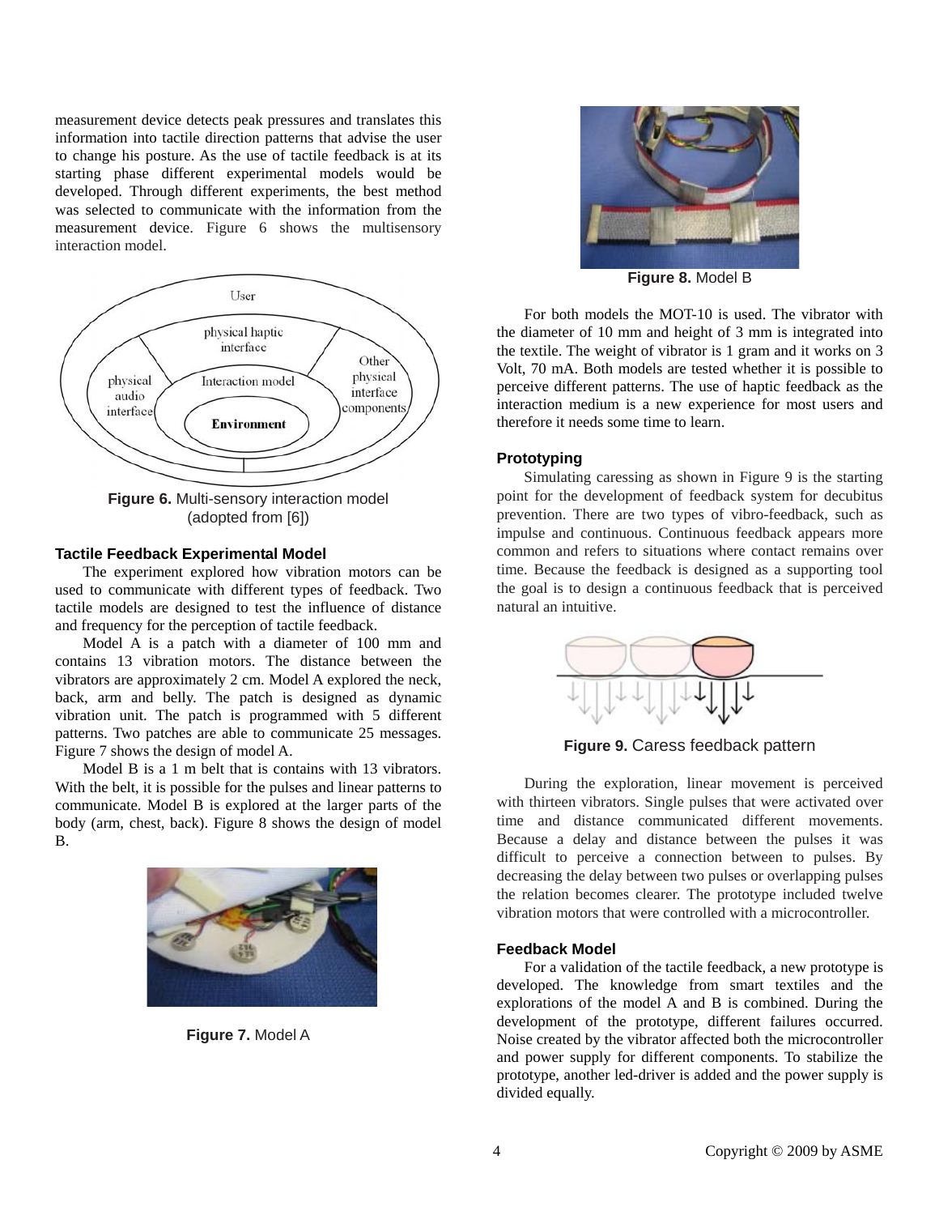measurement device detects peak pressures and translates this information into tactile direction patterns that advise the user to change his posture. As the use of tactile feedback is at its starting phase different experimental models would be developed. Through different experiments, the best method was selected to communicate with the information from the measurement device. Figure 6 shows the multisensory interaction model.

**Figure 6.** Multi-sensory interaction model (adopted from [6])

### Tactile Feedback Experimental Model

The experiment explored how vibration motors can be used to communicate with different types of feedback. Two tactile models are designed to test the influence of distance and frequency for the perception of tactile feedback.

Model A is a patch with a diameter of 100 mm and contains 13 vibration motors. The distance between the vibrators are approximately 2 cm. Model A explored the neck, back, arm and belly. The patch is designed as dynamic vibration unit. The patch is programmed with 5 different patterns. Two patches are able to communicate 25 messages. Figure 7 shows the design of model A.

Model B is a 1 m belt that is contains with 13 vibrators. With the belt, it is possible for the pulses and linear patterns to communicate. Model B is explored at the larger parts of the body (arm, chest, back). Figure 8 shows the design of model B.

**Figure 7.** Model A

**Figure 8.** Model B

For both models the MOT-10 is used. The vibrator with the diameter of 10 mm and height of 3 mm is integrated into the textile. The weight of vibrator is 1 gram and it works on 3 Volt, 70 mA. Both models are tested whether it is possible to perceive different patterns. The use of haptic feedback as the interaction medium is a new experience for most users and therefore it needs some time to learn.

### Prototyping

Simulating caressing as shown in Figure 9 is the starting point for the development of feedback system for decubitus prevention. There are two types of vibro-feedback, such as impulse and continuous. Continuous feedback appears more common and refers to situations where contact remains over time. Because the feedback is designed as a supporting tool the goal is to design a continuous feedback that is perceived natural an intuitive.

**Figure 9.** Caress feedback pattern

During the exploration, linear movement is perceived with thirteen vibrators. Single pulses that were activated over time and distance communicated different movements. Because a delay and distance between the pulses it was difficult to perceive a connection between to pulses. By decreasing the delay between two pulses or overlapping pulses the relation becomes clearer. The prototype included twelve vibration motors that were controlled with a microcontroller.

### Feedback Model

For a validation of the tactile feedback, a new prototype is developed. The knowledge from smart textiles and the explorations of the model A and B is combined. During the development of the prototype, different failures occurred. Noise created by the vibrator affected both the microcontroller and power supply for different components. To stabilize the prototype, another led-driver is added and the power supply is divided equally.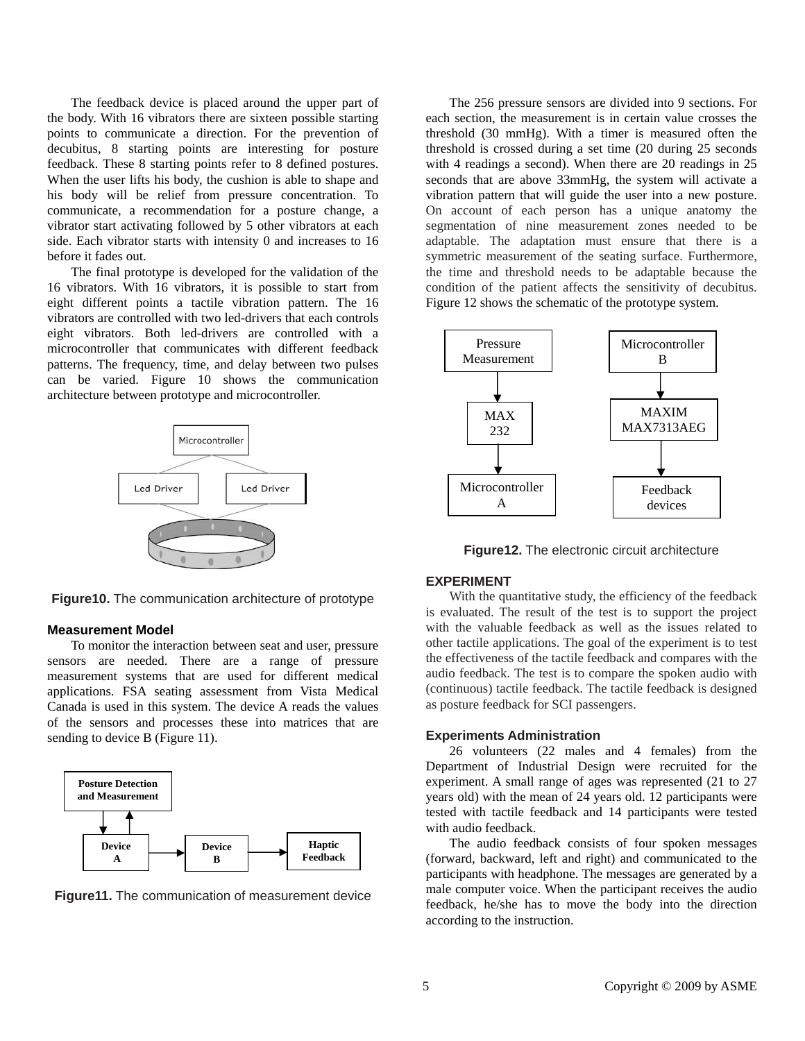The feedback device is placed around the upper part of the body. With 16 vibrators there are sixteen possible starting points to communicate a direction. For the prevention of decubitus, 8 starting points are interesting for posture feedback. These 8 starting points refer to 8 defined postures. When the user lifts his body, the cushion is able to shape and his body will be relief from pressure concentration. To communicate, a recommendation for a posture change, a vibrator start activating followed by 5 other vibrators at each side. Each vibrator starts with intensity 0 and increases to 16 before it fades out.

The final prototype is developed for the validation of the 16 vibrators. With 16 vibrators, it is possible to start from eight different points a tactile vibration pattern. The 16 vibrators are controlled with two led-drivers that each controls eight vibrators. Both led-drivers are controlled with a microcontroller that communicates with different feedback patterns. The frequency, time, and delay between two pulses can be varied. Figure 10 shows the communication architecture between prototype and microcontroller.

**Figure10.** The communication architecture of prototype

### Measurement Model

To monitor the interaction between seat and user, pressure sensors are needed. There are a range of pressure measurement systems that are used for different medical applications. FSA seating assessment from Vista Medical Canada is used in this system. The device A reads the values of the sensors and processes these into matrices that are sending to device B (Figure 11).

**Figure11.** The communication of measurement device

The 256 pressure sensors are divided into 9 sections. For each section, the measurement is in certain value crosses the threshold (30 mmHg). With a timer is measured often the threshold is crossed during a set time (20 during 25 seconds with 4 readings a second). When there are 20 readings in 25 seconds that are above 33mmHg, the system will activate a vibration pattern that will guide the user into a new posture. On account of each person has a unique anatomy the segmentation of nine measurement zones needed to be adaptable. The adaptation must ensure that there is a symmetric measurement of the seating surface. Furthermore, the time and threshold needs to be adaptable because the condition of the patient affects the sensitivity of decubitus. Figure 12 shows the schematic of the prototype system.

**Figure12.** The electronic circuit architecture

## EXPERIMENT

With the quantitative study, the efficiency of the feedback is evaluated. The result of the test is to support the project with the valuable feedback as well as the issues related to other tactile applications. The goal of the experiment is to test the effectiveness of the tactile feedback and compares with the audio feedback. The test is to compare the spoken audio with (continuous) tactile feedback. The tactile feedback is designed as posture feedback for SCI passengers.

### Experiments Administration

26 volunteers (22 males and 4 females) from the Department of Industrial Design were recruited for the experiment. A small range of ages was represented (21 to 27 years old) with the mean of 24 years old. 12 participants were tested with tactile feedback and 14 participants were tested with audio feedback.

The audio feedback consists of four spoken messages (forward, backward, left and right) and communicated to the participants with headphone. The messages are generated by a male computer voice. When the participant receives the audio feedback, he/she has to move the body into the direction according to the instruction.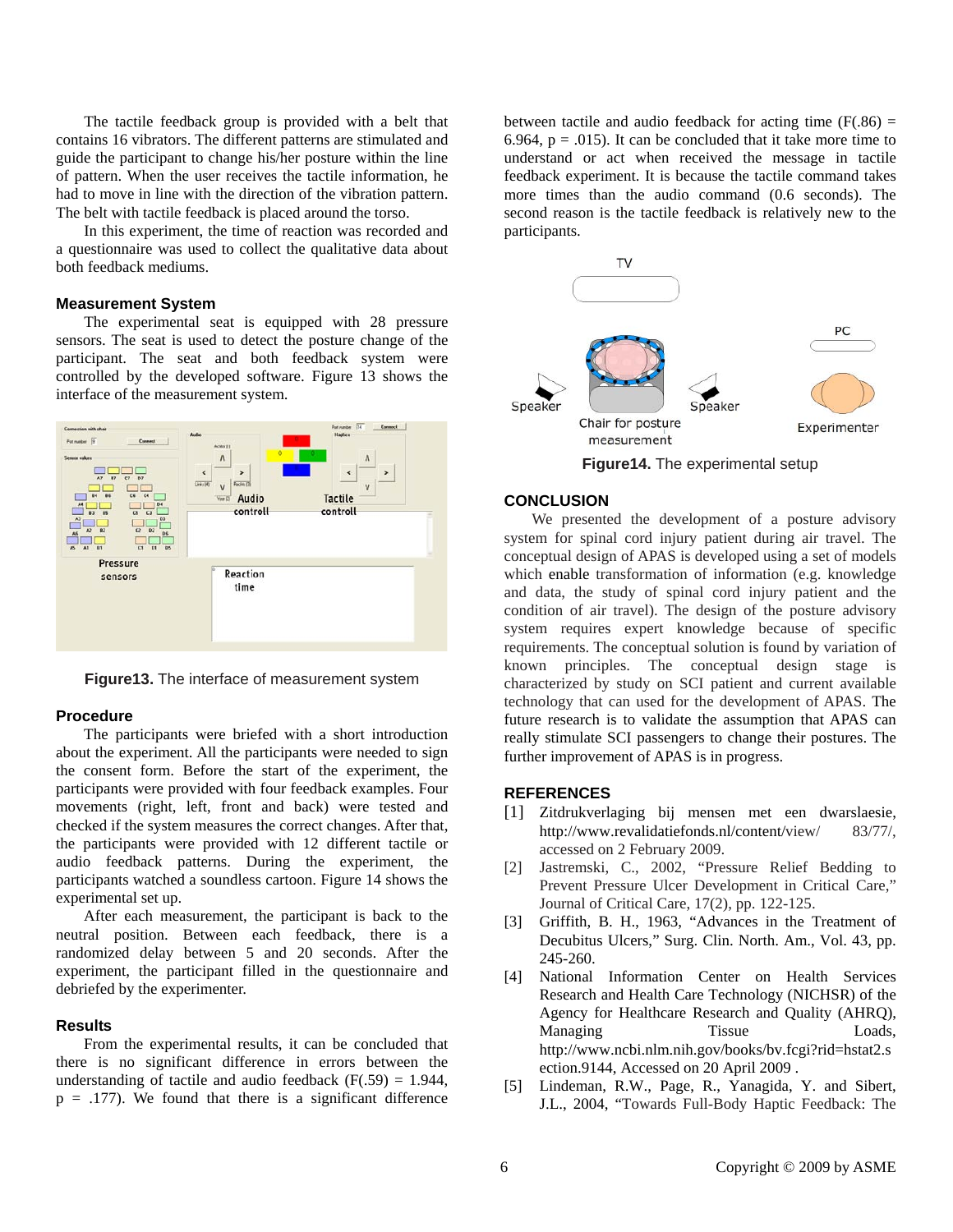The tactile feedback group is provided with a belt that contains 16 vibrators. The different patterns are stimulated and guide the participant to change his/her posture within the line of pattern. When the user receives the tactile information, he had to move in line with the direction of the vibration pattern. The belt with tactile feedback is placed around the torso.

In this experiment, the time of reaction was recorded and a questionnaire was used to collect the qualitative data about both feedback mediums.

### Measurement System

The experimental seat is equipped with 28 pressure sensors. The seat is used to detect the posture change of the participant. The seat and both feedback system were controlled by the developed software. Figure 13 shows the interface of the measurement system.

**Figure13.** The interface of measurement system

### Procedure

The participants were briefed with a short introduction about the experiment. All the participants were needed to sign the consent form. Before the start of the experiment, the participants were provided with four feedback examples. Four movements (right, left, front and back) were tested and checked if the system measures the correct changes. After that, the participants were provided with 12 different tactile or audio feedback patterns. During the experiment, the participants watched a soundless cartoon. Figure 14 shows the experimental set up.

After each measurement, the participant is back to the neutral position. Between each feedback, there is a randomized delay between 5 and 20 seconds. After the experiment, the participant filled in the questionnaire and debriefed by the experimenter.

### Results

From the experimental results, it can be concluded that there is no significant difference in errors between the understanding of tactile and audio feedback ($F(.59) = 1.944$, $p = .177$). We found that there is a significant difference between tactile and audio feedback for acting time ($F(.86) = 6.964$, $p = .015$). It can be concluded that it take more time to understand or act when received the message in tactile feedback experiment. It is because the tactile command takes more times than the audio command (0.6 seconds). The second reason is the tactile feedback is relatively new to the participants.

**Figure14.** The experimental setup

## CONCLUSION

We presented the development of a posture advisory system for spinal cord injury patient during air travel. The conceptual design of APAS is developed using a set of models which enable transformation of information (e.g. knowledge and data, the study of spinal cord injury patient and the condition of air travel). The design of the posture advisory system requires expert knowledge because of specific requirements. The conceptual solution is found by variation of known principles. The conceptual design stage is characterized by study on SCI patient and current available technology that can used for the development of APAS. The future research is to validate the assumption that APAS can really stimulate SCI passengers to change their postures. The further improvement of APAS is in progress.

## REFERENCES

[1] Zitdrukverlaging bij mensen met een dwarslaesie, http://www.revalidatiefonds.nl/content/view/ 83/77/, accessed on 2 February 2009.

[2] Jastremski, C., 2002, “Pressure Relief Bedding to Prevent Pressure Ulcer Development in Critical Care,” Journal of Critical Care, 17(2), pp. 122-125.

[3] Griffith, B. H., 1963, “Advances in the Treatment of Decubitus Ulcers,” Surg. Clin. North. Am., Vol. 43, pp. 245-260.

[4] National Information Center on Health Services Research and Health Care Technology (NICHSR) of the Agency for Healthcare Research and Quality (AHRQ), Managing Tissue Loads, http://www.ncbi.nlm.nih.gov/books/bv.fcgi?rid=hstat2.section.9144, Accessed on 20 April 2009 .

[5] Lindeman, R.W., Page, R., Yanagida, Y. and Sibert, J.L., 2004, “Towards Full-Body Haptic Feedback: The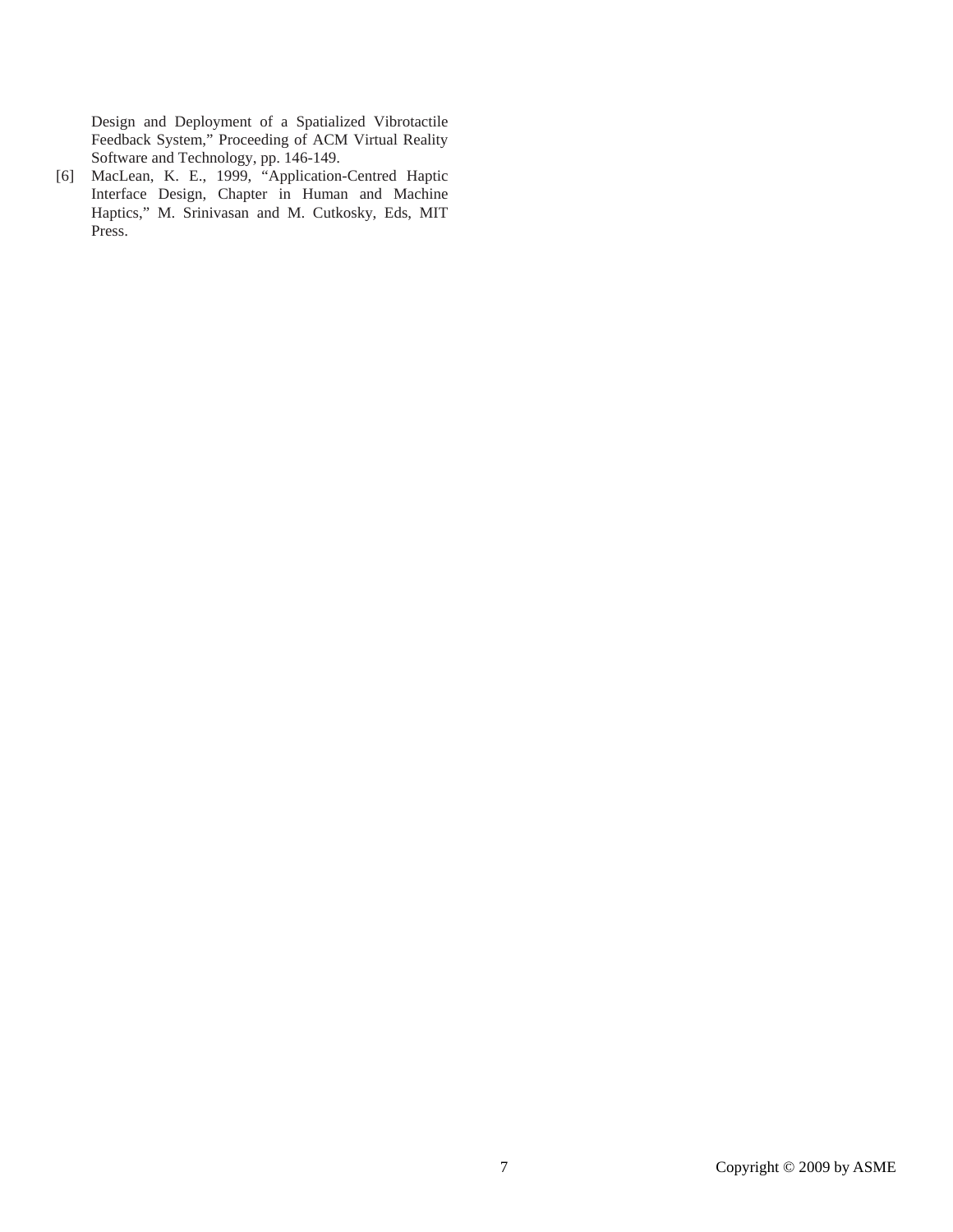Design and Deployment of a Spatialized Vibrotactile Feedback System," Proceeding of ACM Virtual Reality Software and Technology, pp. 146-149.

[6] MacLean, K. E., 1999, "Application-Centred Haptic Interface Design, Chapter in Human and Machine Haptics," M. Srinivasan and M. Cutkosky, Eds, MIT Press.